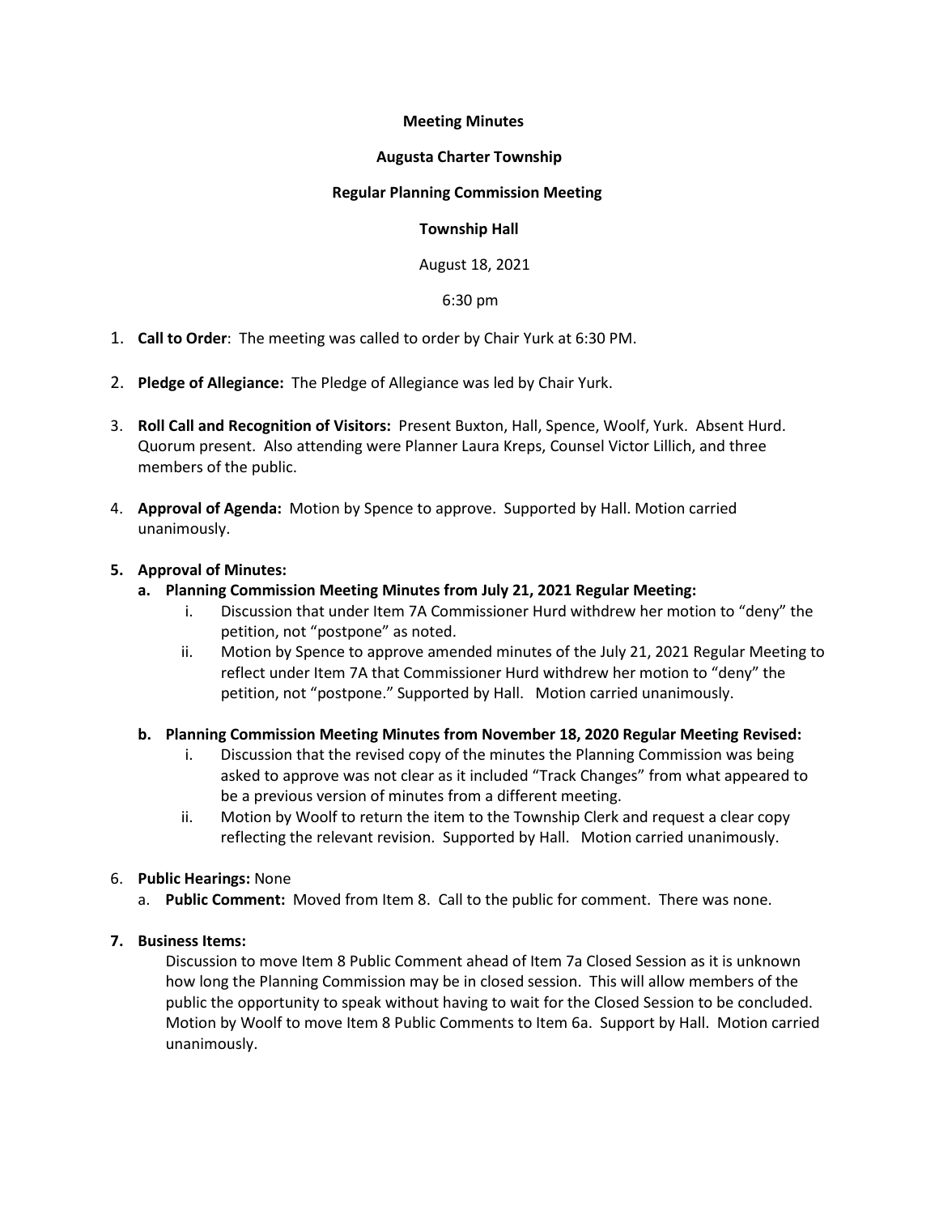**Meeting Minutes**

**Augusta Charter Township**

**Regular Planning Commission Meeting**

**Township Hall**

August 18, 2021

6:30 pm

1. **Call to Order**: The meeting was called to order by Chair Yurk at 6:30 PM.

2. **Pledge of Allegiance:** The Pledge of Allegiance was led by Chair Yurk.

3. **Roll Call and Recognition of Visitors:** Present Buxton, Hall, Spence, Woolf, Yurk. Absent Hurd. Quorum present. Also attending were Planner Laura Kreps, Counsel Victor Lillich, and three members of the public.

4. **Approval of Agenda:** Motion by Spence to approve. Supported by Hall. Motion carried unanimously.

5. **Approval of Minutes:**
   a. **Planning Commission Meeting Minutes from July 21, 2021 Regular Meeting:**
      i. Discussion that under Item 7A Commissioner Hurd withdrew her motion to "deny" the petition, not "postpone" as noted.
      ii. Motion by Spence to approve amended minutes of the July 21, 2021 Regular Meeting to reflect under Item 7A that Commissioner Hurd withdrew her motion to "deny" the petition, not "postpone." Supported by Hall. Motion carried unanimously.

   b. **Planning Commission Meeting Minutes from November 18, 2020 Regular Meeting Revised:**
      i. Discussion that the revised copy of the minutes the Planning Commission was being asked to approve was not clear as it included "Track Changes" from what appeared to be a previous version of minutes from a different meeting.
      ii. Motion by Woolf to return the item to the Township Clerk and request a clear copy reflecting the relevant revision. Supported by Hall. Motion carried unanimously.

6. **Public Hearings:** None
   a. **Public Comment:** Moved from Item 8. Call to the public for comment. There was none.

7. **Business Items:**

   Discussion to move Item 8 Public Comment ahead of Item 7a Closed Session as it is unknown how long the Planning Commission may be in closed session. This will allow members of the public the opportunity to speak without having to wait for the Closed Session to be concluded. Motion by Woolf to move Item 8 Public Comments to Item 6a. Support by Hall. Motion carried unanimously.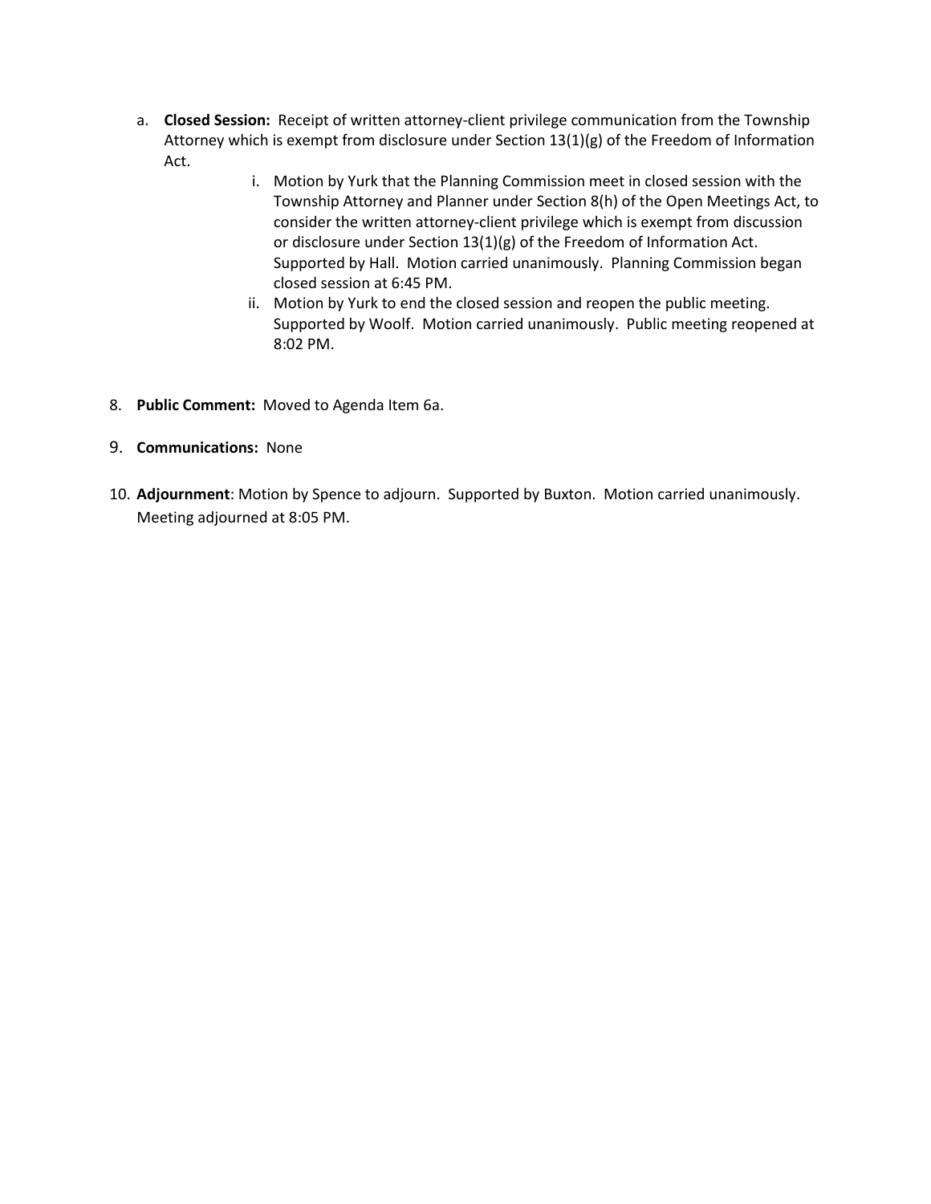a. **Closed Session:** Receipt of written attorney-client privilege communication from the Township Attorney which is exempt from disclosure under Section 13(1)(g) of the Freedom of Information Act.

    i. Motion by Yurk that the Planning Commission meet in closed session with the Township Attorney and Planner under Section 8(h) of the Open Meetings Act, to consider the written attorney-client privilege which is exempt from discussion or disclosure under Section 13(1)(g) of the Freedom of Information Act. Supported by Hall. Motion carried unanimously. Planning Commission began closed session at 6:45 PM.

    ii. Motion by Yurk to end the closed session and reopen the public meeting. Supported by Woolf. Motion carried unanimously. Public meeting reopened at 8:02 PM.

8. **Public Comment:** Moved to Agenda Item 6a.

9. **Communications:** None

10. **Adjournment**: Motion by Spence to adjourn. Supported by Buxton. Motion carried unanimously. Meeting adjourned at 8:05 PM.